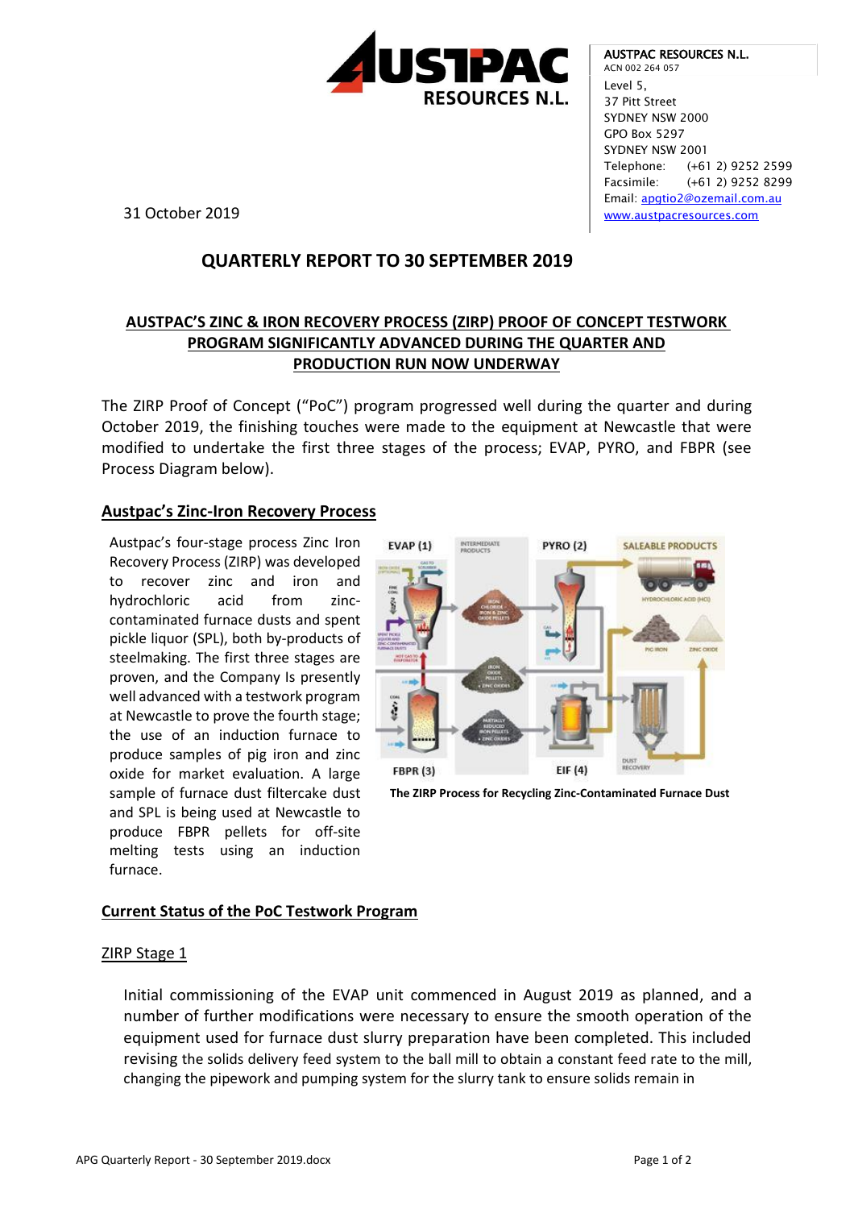AUSTPAC RESOURCES N.L.
ACN 002 264 057
Level 5,
37 Pitt Street
SYDNEY NSW 2000
GPO Box 5297
SYDNEY NSW 2001
Telephone: (+61 2) 9252 2599
Facsimile: (+61 2) 9252 8299
Email: apgtio2@ozemail.com.au
www.austpacresources.com

31 October 2019

# QUARTERLY REPORT TO 30 SEPTEMBER 2019

## AUSTPAC'S ZINC & IRON RECOVERY PROCESS (ZIRP) PROOF OF CONCEPT TESTWORK PROGRAM SIGNIFICANTLY ADVANCED DURING THE QUARTER AND PRODUCTION RUN NOW UNDERWAY

The ZIRP Proof of Concept ("PoC") program progressed well during the quarter and during October 2019, the finishing touches were made to the equipment at Newcastle that were modified to undertake the first three stages of the process; EVAP, PYRO, and FBPR (see Process Diagram below).

## Austpac's Zinc-Iron Recovery Process

Austpac's four-stage process Zinc Iron Recovery Process (ZIRP) was developed to recover zinc and iron and hydrochloric acid from zinc-contaminated furnace dusts and spent pickle liquor (SPL), both by-products of steelmaking. The first three stages are proven, and the Company Is presently well advanced with a testwork program at Newcastle to prove the fourth stage; the use of an induction furnace to produce samples of pig iron and zinc oxide for market evaluation. A large sample of furnace dust filtercake dust and SPL is being used at Newcastle to produce FBPR pellets for off-site melting tests using an induction furnace.

**The ZIRP Process for Recycling Zinc-Contaminated Furnace Dust**

## Current Status of the PoC Testwork Program

### ZIRP Stage 1

Initial commissioning of the EVAP unit commenced in August 2019 as planned, and a number of further modifications were necessary to ensure the smooth operation of the equipment used for furnace dust slurry preparation have been completed. This included revising the solids delivery feed system to the ball mill to obtain a constant feed rate to the mill, changing the pipework and pumping system for the slurry tank to ensure solids remain in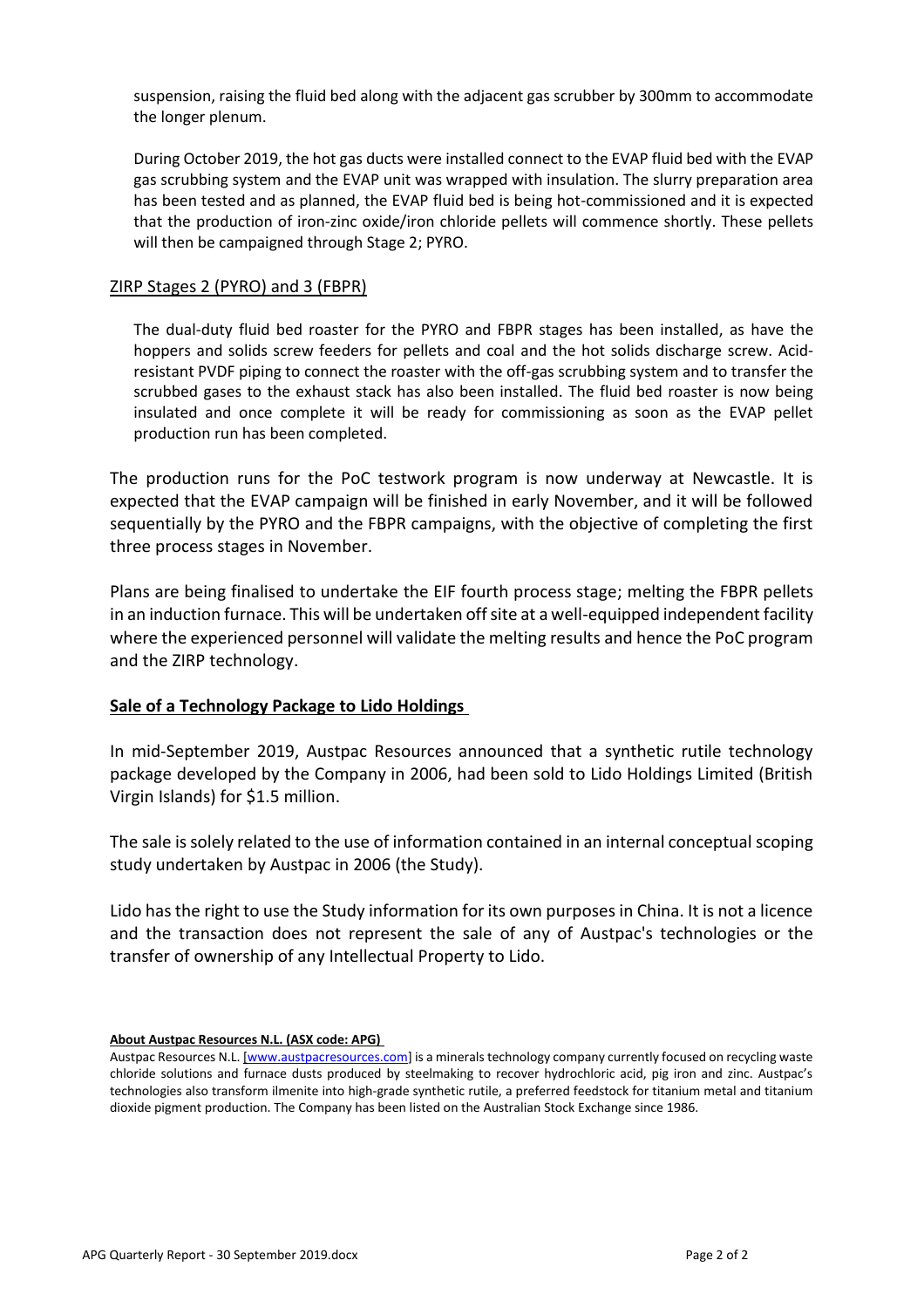suspension, raising the fluid bed along with the adjacent gas scrubber by 300mm to accommodate the longer plenum.

During October 2019, the hot gas ducts were installed connect to the EVAP fluid bed with the EVAP gas scrubbing system and the EVAP unit was wrapped with insulation. The slurry preparation area has been tested and as planned, the EVAP fluid bed is being hot-commissioned and it is expected that the production of iron-zinc oxide/iron chloride pellets will commence shortly. These pellets will then be campaigned through Stage 2; PYRO.

ZIRP Stages 2 (PYRO) and 3 (FBPR)

The dual-duty fluid bed roaster for the PYRO and FBPR stages has been installed, as have the hoppers and solids screw feeders for pellets and coal and the hot solids discharge screw. Acid-resistant PVDF piping to connect the roaster with the off-gas scrubbing system and to transfer the scrubbed gases to the exhaust stack has also been installed. The fluid bed roaster is now being insulated and once complete it will be ready for commissioning as soon as the EVAP pellet production run has been completed.

The production runs for the PoC testwork program is now underway at Newcastle. It is expected that the EVAP campaign will be finished in early November, and it will be followed sequentially by the PYRO and the FBPR campaigns, with the objective of completing the first three process stages in November.

Plans are being finalised to undertake the EIF fourth process stage; melting the FBPR pellets in an induction furnace. This will be undertaken off site at a well-equipped independent facility where the experienced personnel will validate the melting results and hence the PoC program and the ZIRP technology.

**Sale of a Technology Package to Lido Holdings**

In mid-September 2019, Austpac Resources announced that a synthetic rutile technology package developed by the Company in 2006, had been sold to Lido Holdings Limited (British Virgin Islands) for $1.5 million.

The sale is solely related to the use of information contained in an internal conceptual scoping study undertaken by Austpac in 2006 (the Study).

Lido has the right to use the Study information for its own purposes in China. It is not a licence and the transaction does not represent the sale of any of Austpac's technologies or the transfer of ownership of any Intellectual Property to Lido.

**About Austpac Resources N.L. (ASX code: APG)**

Austpac Resources N.L. [www.austpacresources.com] is a minerals technology company currently focused on recycling waste chloride solutions and furnace dusts produced by steelmaking to recover hydrochloric acid, pig iron and zinc. Austpac's technologies also transform ilmenite into high-grade synthetic rutile, a preferred feedstock for titanium metal and titanium dioxide pigment production. The Company has been listed on the Australian Stock Exchange since 1986.